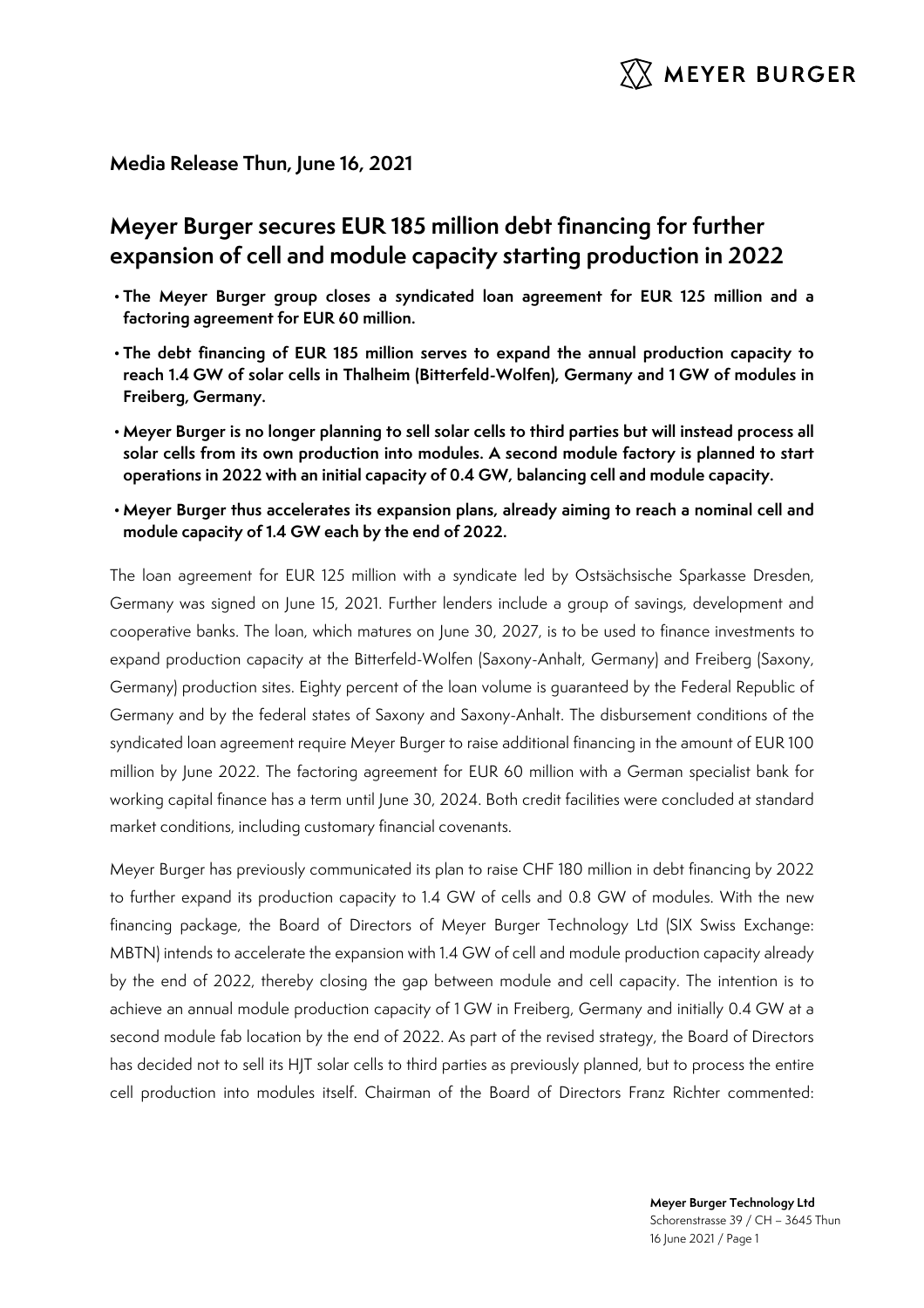**Media Release Thun, June 16, 2021**

# Meyer Burger secures EUR 185 million debt financing for further expansion of cell and module capacity starting production in 2022

- **The Meyer Burger group closes a syndicated loan agreement for EUR 125 million and a factoring agreement for EUR 60 million.**
- **The debt financing of EUR 185 million serves to expand the annual production capacity to reach 1.4 GW of solar cells in Thalheim (Bitterfeld-Wolfen), Germany and 1 GW of modules in Freiberg, Germany.**
- **Meyer Burger is no longer planning to sell solar cells to third parties but will instead process all solar cells from its own production into modules. A second module factory is planned to start operations in 2022 with an initial capacity of 0.4 GW, balancing cell and module capacity.**
- **Meyer Burger thus accelerates its expansion plans, already aiming to reach a nominal cell and module capacity of 1.4 GW each by the end of 2022.**

The loan agreement for EUR 125 million with a syndicate led by Ostsächsische Sparkasse Dresden, Germany was signed on June 15, 2021. Further lenders include a group of savings, development and cooperative banks. The loan, which matures on June 30, 2027, is to be used to finance investments to expand production capacity at the Bitterfeld-Wolfen (Saxony-Anhalt, Germany) and Freiberg (Saxony, Germany) production sites. Eighty percent of the loan volume is guaranteed by the Federal Republic of Germany and by the federal states of Saxony and Saxony-Anhalt. The disbursement conditions of the syndicated loan agreement require Meyer Burger to raise additional financing in the amount of EUR 100 million by June 2022. The factoring agreement for EUR 60 million with a German specialist bank for working capital finance has a term until June 30, 2024. Both credit facilities were concluded at standard market conditions, including customary financial covenants.

Meyer Burger has previously communicated its plan to raise CHF 180 million in debt financing by 2022 to further expand its production capacity to 1.4 GW of cells and 0.8 GW of modules. With the new financing package, the Board of Directors of Meyer Burger Technology Ltd (SIX Swiss Exchange: MBTN) intends to accelerate the expansion with 1.4 GW of cell and module production capacity already by the end of 2022, thereby closing the gap between module and cell capacity. The intention is to achieve an annual module production capacity of 1 GW in Freiberg, Germany and initially 0.4 GW at a second module fab location by the end of 2022. As part of the revised strategy, the Board of Directors has decided not to sell its HJT solar cells to third parties as previously planned, but to process the entire cell production into modules itself. Chairman of the Board of Directors Franz Richter commented: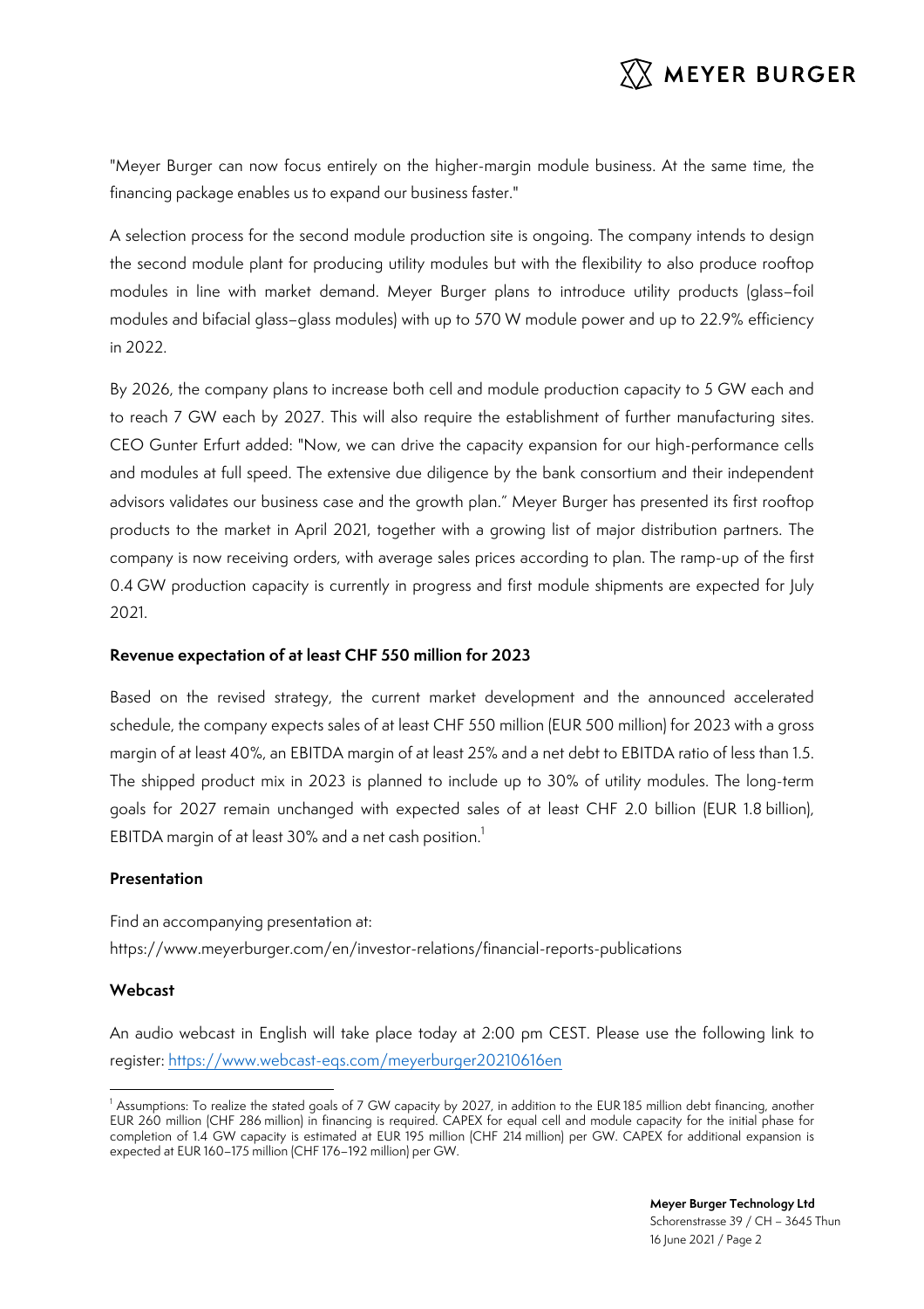"Meyer Burger can now focus entirely on the higher-margin module business. At the same time, the financing package enables us to expand our business faster."

A selection process for the second module production site is ongoing. The company intends to design the second module plant for producing utility modules but with the flexibility to also produce rooftop modules in line with market demand. Meyer Burger plans to introduce utility products (glass–foil modules and bifacial glass–glass modules) with up to 570 W module power and up to 22.9% efficiency in 2022.

By 2026, the company plans to increase both cell and module production capacity to 5 GW each and to reach 7 GW each by 2027. This will also require the establishment of further manufacturing sites. CEO Gunter Erfurt added: "Now, we can drive the capacity expansion for our high-performance cells and modules at full speed. The extensive due diligence by the bank consortium and their independent advisors validates our business case and the growth plan." Meyer Burger has presented its first rooftop products to the market in April 2021, together with a growing list of major distribution partners. The company is now receiving orders, with average sales prices according to plan. The ramp-up of the first 0.4 GW production capacity is currently in progress and first module shipments are expected for July 2021.

**Revenue expectation of at least CHF 550 million for 2023**

Based on the revised strategy, the current market development and the announced accelerated schedule, the company expects sales of at least CHF 550 million (EUR 500 million) for 2023 with a gross margin of at least 40%, an EBITDA margin of at least 25% and a net debt to EBITDA ratio of less than 1.5. The shipped product mix in 2023 is planned to include up to 30% of utility modules. The long-term goals for 2027 remain unchanged with expected sales of at least CHF 2.0 billion (EUR 1.8 billion), EBITDA margin of at least 30% and a net cash position.[1]

**Presentation**

Find an accompanying presentation at:
https://www.meyerburger.com/en/investor-relations/financial-reports-publications

**Webcast**

An audio webcast in English will take place today at 2:00 pm CEST. Please use the following link to register: https://www.webcast-eqs.com/meyerburger20210616en

---

[1] Assumptions: To realize the stated goals of 7 GW capacity by 2027, in addition to the EUR 185 million debt financing, another EUR 260 million (CHF 286 million) in financing is required. CAPEX for equal cell and module capacity for the initial phase for completion of 1.4 GW capacity is estimated at EUR 195 million (CHF 214 million) per GW. CAPEX for additional expansion is expected at EUR 160–175 million (CHF 176–192 million) per GW.

**Meyer Burger Technology Ltd**
Schorenstrasse 39 / CH – 3645 Thun
16 June 2021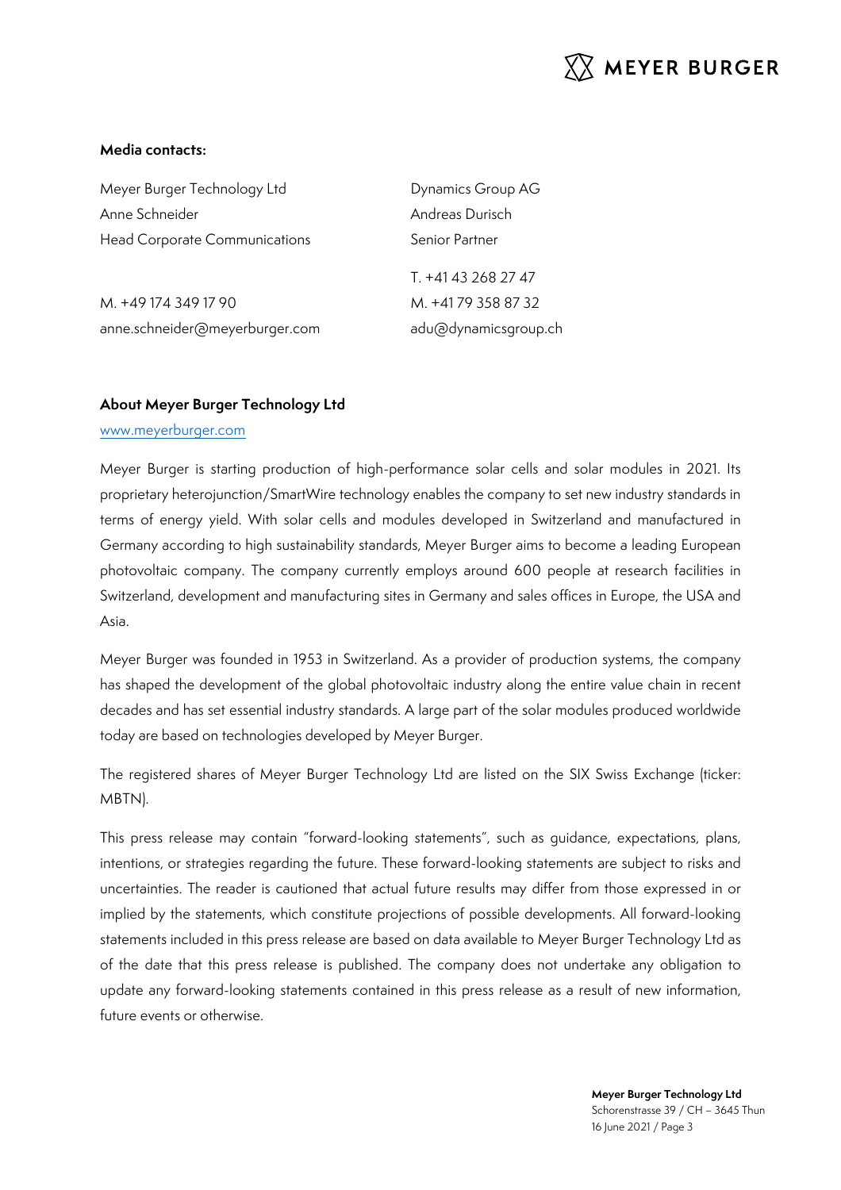**Media contacts:**

| | |
|---|---|
| Meyer Burger Technology Ltd | Dynamics Group AG |
| Anne Schneider | Andreas Durisch |
| Head Corporate Communications | Senior Partner |
| | T. +41 43 268 27 47 |
| M. +49 174 349 17 90 | M. +41 79 358 87 32 |
| anne.schneider@meyerburger.com | adu@dynamicsgroup.ch |

**About Meyer Burger Technology Ltd**

www.meyerburger.com

Meyer Burger is starting production of high-performance solar cells and solar modules in 2021. Its proprietary heterojunction/SmartWire technology enables the company to set new industry standards in terms of energy yield. With solar cells and modules developed in Switzerland and manufactured in Germany according to high sustainability standards, Meyer Burger aims to become a leading European photovoltaic company. The company currently employs around 600 people at research facilities in Switzerland, development and manufacturing sites in Germany and sales offices in Europe, the USA and Asia.

Meyer Burger was founded in 1953 in Switzerland. As a provider of production systems, the company has shaped the development of the global photovoltaic industry along the entire value chain in recent decades and has set essential industry standards. A large part of the solar modules produced worldwide today are based on technologies developed by Meyer Burger.

The registered shares of Meyer Burger Technology Ltd are listed on the SIX Swiss Exchange (ticker: MBTN).

This press release may contain "forward-looking statements", such as guidance, expectations, plans, intentions, or strategies regarding the future. These forward-looking statements are subject to risks and uncertainties. The reader is cautioned that actual future results may differ from those expressed in or implied by the statements, which constitute projections of possible developments. All forward-looking statements included in this press release are based on data available to Meyer Burger Technology Ltd as of the date that this press release is published. The company does not undertake any obligation to update any forward-looking statements contained in this press release as a result of new information, future events or otherwise.